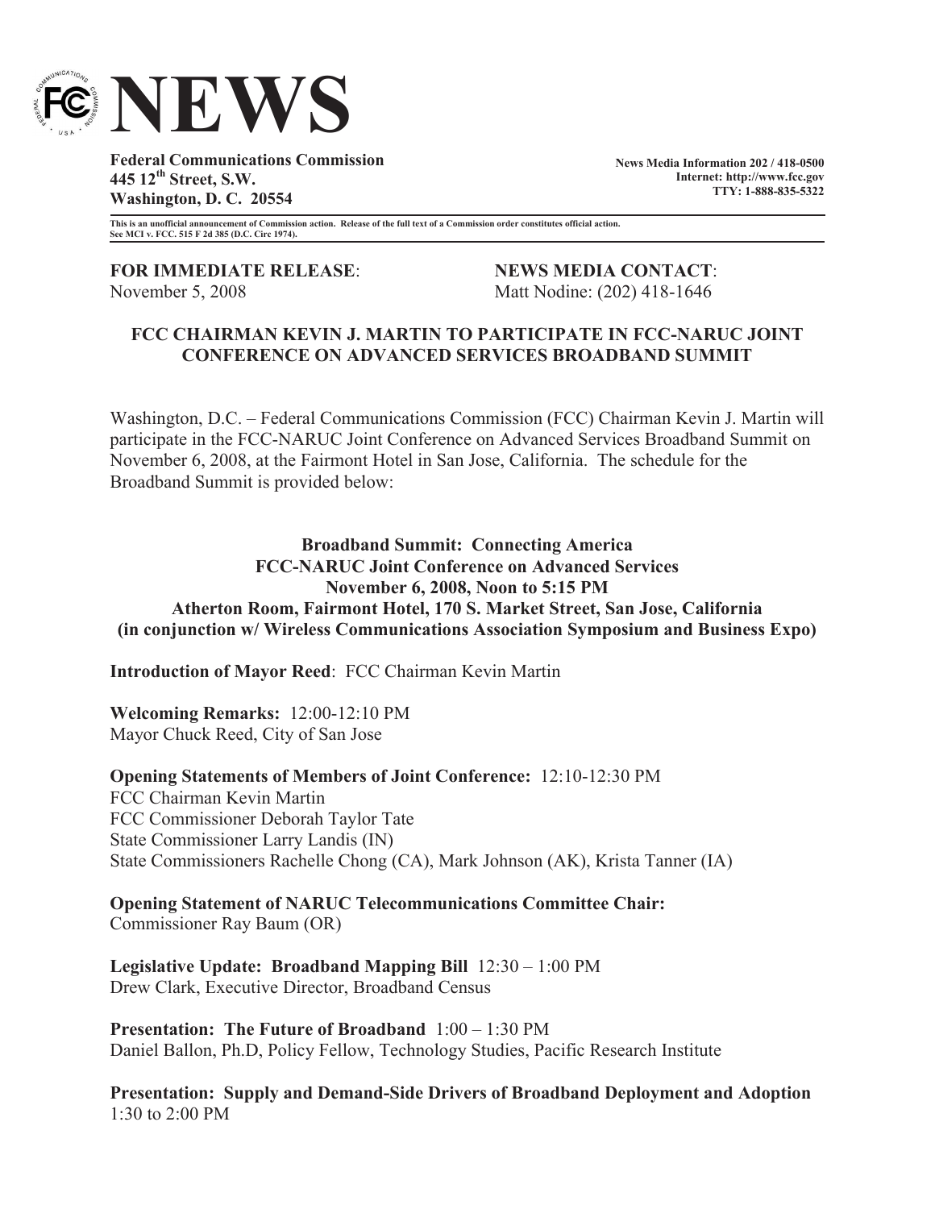# NEWS

**Federal Communications Commission**
**445 12th Street, S.W.**
**Washington, D. C. 20554**

**News Media Information 202 / 418-0500**
**Internet: http://www.fcc.gov**
**TTY: 1-888-835-5322**

**This is an unofficial announcement of Commission action. Release of the full text of a Commission order constitutes official action. See MCI v. FCC. 515 F 2d 385 (D.C. Circ 1974).**

**FOR IMMEDIATE RELEASE**:
November 5, 2008

**NEWS MEDIA CONTACT**:
Matt Nodine: (202) 418-1646

## FCC CHAIRMAN KEVIN J. MARTIN TO PARTICIPATE IN FCC-NARUC JOINT CONFERENCE ON ADVANCED SERVICES BROADBAND SUMMIT

Washington, D.C. – Federal Communications Commission (FCC) Chairman Kevin J. Martin will participate in the FCC-NARUC Joint Conference on Advanced Services Broadband Summit on November 6, 2008, at the Fairmont Hotel in San Jose, California. The schedule for the Broadband Summit is provided below:

### Broadband Summit: Connecting America
### FCC-NARUC Joint Conference on Advanced Services
### November 6, 2008, Noon to 5:15 PM
### Atherton Room, Fairmont Hotel, 170 S. Market Street, San Jose, California
### (in conjunction w/ Wireless Communications Association Symposium and Business Expo)

**Introduction of Mayor Reed**: FCC Chairman Kevin Martin

**Welcoming Remarks:** 12:00-12:10 PM
Mayor Chuck Reed, City of San Jose

**Opening Statements of Members of Joint Conference:** 12:10-12:30 PM
FCC Chairman Kevin Martin
FCC Commissioner Deborah Taylor Tate
State Commissioner Larry Landis (IN)
State Commissioners Rachelle Chong (CA), Mark Johnson (AK), Krista Tanner (IA)

**Opening Statement of NARUC Telecommunications Committee Chair:**
Commissioner Ray Baum (OR)

**Legislative Update: Broadband Mapping Bill** 12:30 – 1:00 PM
Drew Clark, Executive Director, Broadband Census

**Presentation: The Future of Broadband** 1:00 – 1:30 PM
Daniel Ballon, Ph.D, Policy Fellow, Technology Studies, Pacific Research Institute

**Presentation: Supply and Demand-Side Drivers of Broadband Deployment and Adoption**
1:30 to 2:00 PM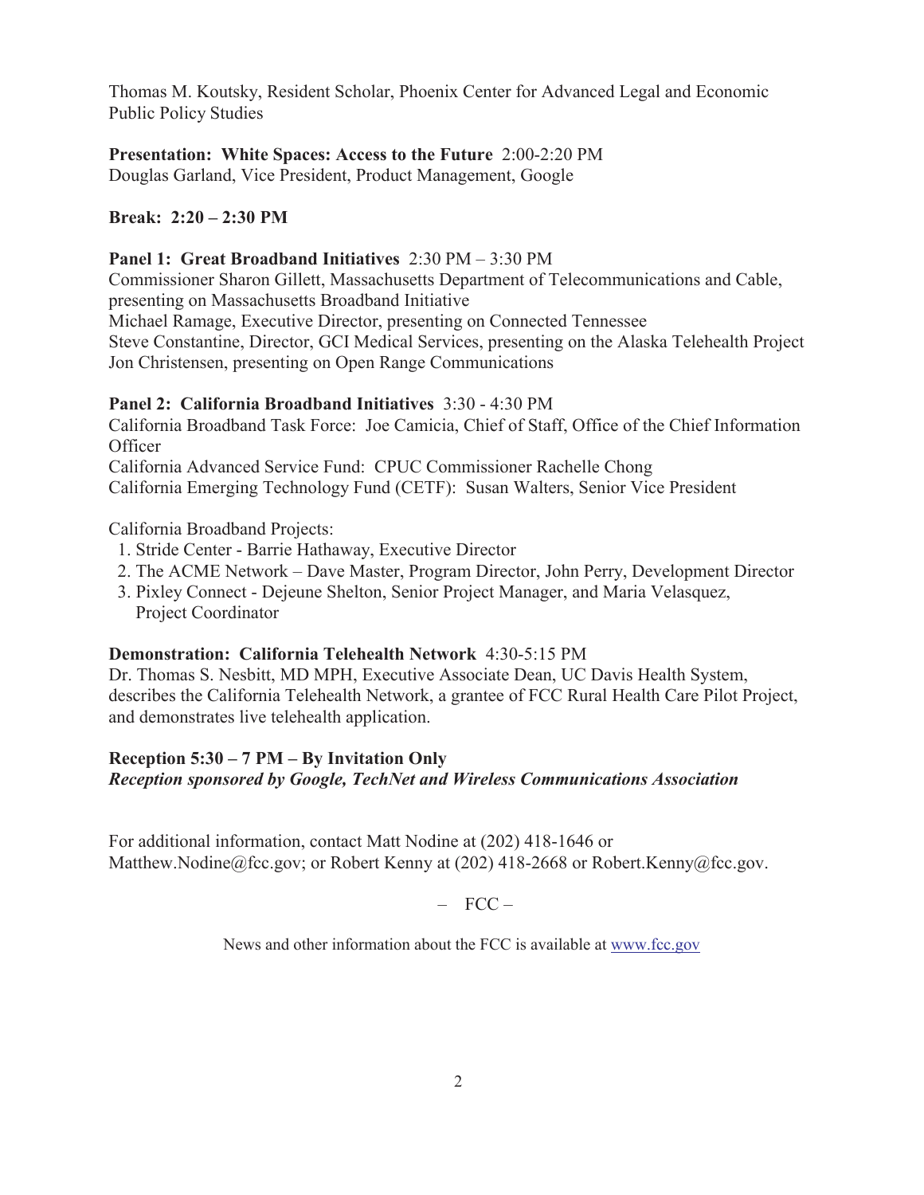Thomas M. Koutsky, Resident Scholar, Phoenix Center for Advanced Legal and Economic Public Policy Studies

**Presentation: White Spaces: Access to the Future** 2:00-2:20 PM
Douglas Garland, Vice President, Product Management, Google

**Break: 2:20 – 2:30 PM**

**Panel 1: Great Broadband Initiatives** 2:30 PM – 3:30 PM
Commissioner Sharon Gillett, Massachusetts Department of Telecommunications and Cable, presenting on Massachusetts Broadband Initiative
Michael Ramage, Executive Director, presenting on Connected Tennessee
Steve Constantine, Director, GCI Medical Services, presenting on the Alaska Telehealth Project
Jon Christensen, presenting on Open Range Communications

**Panel 2: California Broadband Initiatives** 3:30 - 4:30 PM
California Broadband Task Force: Joe Camicia, Chief of Staff, Office of the Chief Information Officer
California Advanced Service Fund: CPUC Commissioner Rachelle Chong
California Emerging Technology Fund (CETF): Susan Walters, Senior Vice President

California Broadband Projects:

1. Stride Center - Barrie Hathaway, Executive Director
2. The ACME Network – Dave Master, Program Director, John Perry, Development Director
3. Pixley Connect - Dejeune Shelton, Senior Project Manager, and Maria Velasquez, Project Coordinator

**Demonstration: California Telehealth Network** 4:30-5:15 PM
Dr. Thomas S. Nesbitt, MD MPH, Executive Associate Dean, UC Davis Health System, describes the California Telehealth Network, a grantee of FCC Rural Health Care Pilot Project, and demonstrates live telehealth application.

**Reception 5:30 – 7 PM – By Invitation Only**
***Reception sponsored by Google, TechNet and Wireless Communications Association***

For additional information, contact Matt Nodine at (202) 418-1646 or Matthew.Nodine@fcc.gov; or Robert Kenny at (202) 418-2668 or Robert.Kenny@fcc.gov.

– FCC –

News and other information about the FCC is available at www.fcc.gov